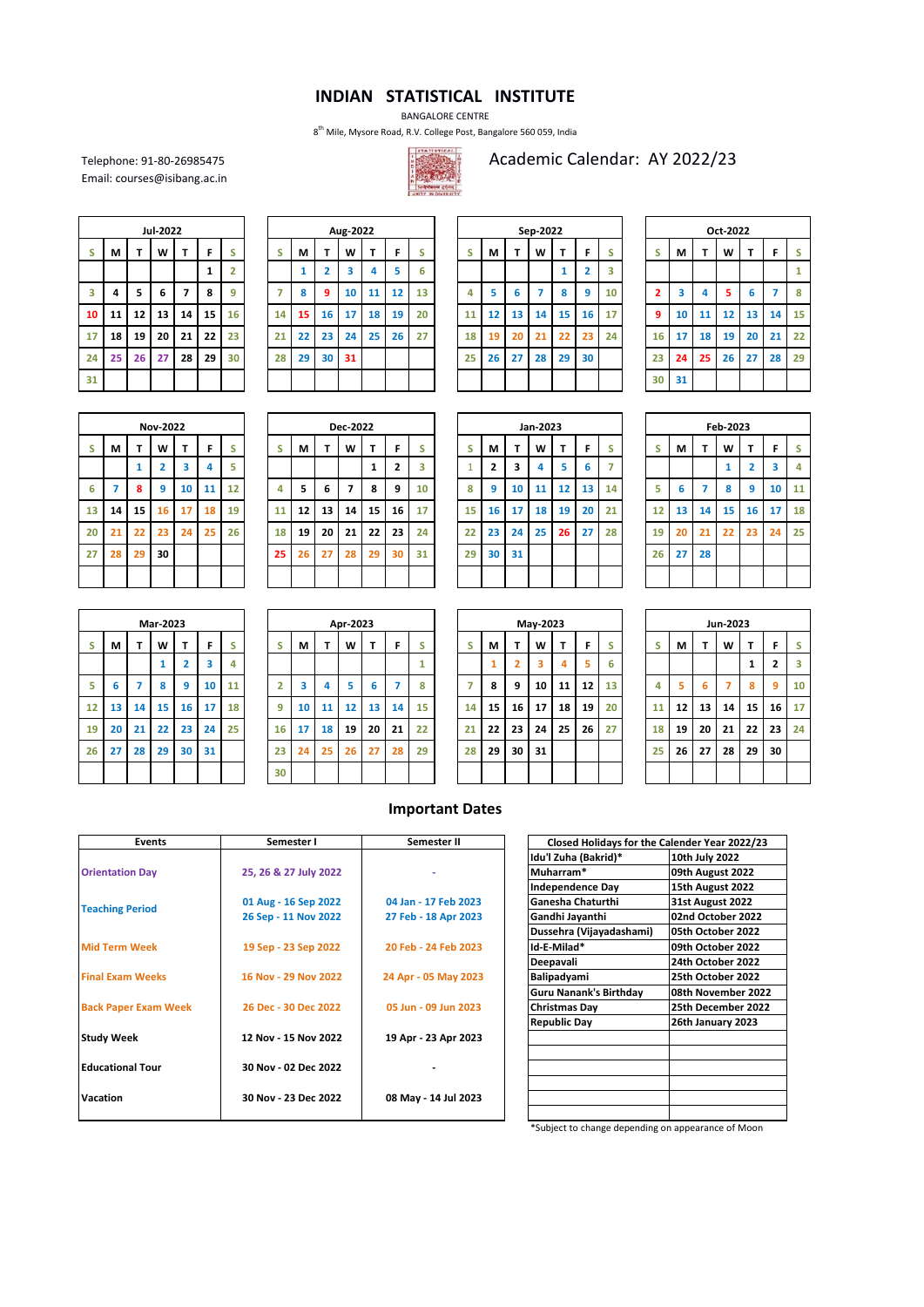# INDIAN STATISTICAL INSTITUTE

BANGALORE CENTRE

8th Mile, Mysore Road, R.V. College Post, Bangalore 560 059, India

Telephone: 91-80-26985475
Email: courses@isibang.ac.in

## Academic Calendar: AY 2022/23

**Jul-2022**

| S | M | T | W | T | F | S |
|---|---|---|---|---|---|---|
| | | | | | 1 | 2 |
| 3 | 4 | 5 | 6 | 7 | 8 | 9 |
| 10 | 11 | 12 | 13 | 14 | 15 | 16 |
| 17 | 18 | 19 | 20 | 21 | 22 | 23 |
| 24 | 25 | 26 | 27 | 28 | 29 | 30 |
| 31 | | | | | | |

**Aug-2022**

| S | M | T | W | T | F | S |
|---|---|---|---|---|---|---|
| | 1 | 2 | 3 | 4 | 5 | 6 |
| 7 | 8 | 9 | 10 | 11 | 12 | 13 |
| 14 | 15 | 16 | 17 | 18 | 19 | 20 |
| 21 | 22 | 23 | 24 | 25 | 26 | 27 |
| 28 | 29 | 30 | 31 | | | |

**Sep-2022**

| S | M | T | W | T | F | S |
|---|---|---|---|---|---|---|
| | | | | 1 | 2 | 3 |
| 4 | 5 | 6 | 7 | 8 | 9 | 10 |
| 11 | 12 | 13 | 14 | 15 | 16 | 17 |
| 18 | 19 | 20 | 21 | 22 | 23 | 24 |
| 25 | 26 | 27 | 28 | 29 | 30 | |

**Oct-2022**

| S | M | T | W | T | F | S |
|---|---|---|---|---|---|---|
| | | | | | | 1 |
| 2 | 3 | 4 | 5 | 6 | 7 | 8 |
| 9 | 10 | 11 | 12 | 13 | 14 | 15 |
| 16 | 17 | 18 | 19 | 20 | 21 | 22 |
| 23 | 24 | 25 | 26 | 27 | 28 | 29 |
| 30 | 31 | | | | | |

**Nov-2022**

| S | M | T | W | T | F | S |
|---|---|---|---|---|---|---|
| | | 1 | 2 | 3 | 4 | 5 |
| 6 | 7 | 8 | 9 | 10 | 11 | 12 |
| 13 | 14 | 15 | 16 | 17 | 18 | 19 |
| 20 | 21 | 22 | 23 | 24 | 25 | 26 |
| 27 | 28 | 29 | 30 | | | |

**Dec-2022**

| S | M | T | W | T | F | S |
|---|---|---|---|---|---|---|
| | | | | 1 | 2 | 3 |
| 4 | 5 | 6 | 7 | 8 | 9 | 10 |
| 11 | 12 | 13 | 14 | 15 | 16 | 17 |
| 18 | 19 | 20 | 21 | 22 | 23 | 24 |
| 25 | 26 | 27 | 28 | 29 | 30 | 31 |

**Jan-2023**

| S | M | T | W | T | F | S |
|---|---|---|---|---|---|---|
| 1 | 2 | 3 | 4 | 5 | 6 | 7 |
| 8 | 9 | 10 | 11 | 12 | 13 | 14 |
| 15 | 16 | 17 | 18 | 19 | 20 | 21 |
| 22 | 23 | 24 | 25 | 26 | 27 | 28 |
| 29 | 30 | 31 | | | | |

**Feb-2023**

| S | M | T | W | T | F | S |
|---|---|---|---|---|---|---|
| | | | 1 | 2 | 3 | 4 |
| 5 | 6 | 7 | 8 | 9 | 10 | 11 |
| 12 | 13 | 14 | 15 | 16 | 17 | 18 |
| 19 | 20 | 21 | 22 | 23 | 24 | 25 |
| 26 | 27 | 28 | | | | |

**Mar-2023**

| S | M | T | W | T | F | S |
|---|---|---|---|---|---|---|
| | | | 1 | 2 | 3 | 4 |
| 5 | 6 | 7 | 8 | 9 | 10 | 11 |
| 12 | 13 | 14 | 15 | 16 | 17 | 18 |
| 19 | 20 | 21 | 22 | 23 | 24 | 25 |
| 26 | 27 | 28 | 29 | 30 | 31 | |

**Apr-2023**

| S | M | T | W | T | F | S |
|---|---|---|---|---|---|---|
| | | | | | | 1 |
| 2 | 3 | 4 | 5 | 6 | 7 | 8 |
| 9 | 10 | 11 | 12 | 13 | 14 | 15 |
| 16 | 17 | 18 | 19 | 20 | 21 | 22 |
| 23 | 24 | 25 | 26 | 27 | 28 | 29 |
| 30 | | | | | | |

**May-2023**

| S | M | T | W | T | F | S |
|---|---|---|---|---|---|---|
| | 1 | 2 | 3 | 4 | 5 | 6 |
| 7 | 8 | 9 | 10 | 11 | 12 | 13 |
| 14 | 15 | 16 | 17 | 18 | 19 | 20 |
| 21 | 22 | 23 | 24 | 25 | 26 | 27 |
| 28 | 29 | 30 | 31 | | | |

**Jun-2023**

| S | M | T | W | T | F | S |
|---|---|---|---|---|---|---|
| | | | | 1 | 2 | 3 |
| 4 | 5 | 6 | 7 | 8 | 9 | 10 |
| 11 | 12 | 13 | 14 | 15 | 16 | 17 |
| 18 | 19 | 20 | 21 | 22 | 23 | 24 |
| 25 | 26 | 27 | 28 | 29 | 30 | |

## Important Dates

| Events | Semester I | Semester II |
|---|---|---|
| Orientation Day | 25, 26 & 27 July 2022 | - |
| Teaching Period | 01 Aug - 16 Sep 2022<br>26 Sep - 11 Nov 2022 | 04 Jan - 17 Feb 2023<br>27 Feb - 18 Apr 2023 |
| Mid Term Week | 19 Sep - 23 Sep 2022 | 20 Feb - 24 Feb 2023 |
| Final Exam Weeks | 16 Nov - 29 Nov 2022 | 24 Apr - 05 May 2023 |
| Back Paper Exam Week | 26 Dec - 30 Dec 2022 | 05 Jun - 09 Jun 2023 |
| Study Week | 12 Nov - 15 Nov 2022 | 19 Apr - 23 Apr 2023 |
| Educational Tour | 30 Nov - 02 Dec 2022 | - |
| Vacation | 30 Nov - 23 Dec 2022 | 08 May - 14 Jul 2023 |

| Closed Holidays for the Calender Year 2022/23 | |
|---|---|
| Idu'l Zuha (Bakrid)* | 10th July 2022 |
| Muharram* | 09th August 2022 |
| Independence Day | 15th August 2022 |
| Ganesha Chaturthi | 31st August 2022 |
| Gandhi Jayanthi | 02nd October 2022 |
| Dussehra (Vijayadashami) | 05th October 2022 |
| Id-E-Milad* | 09th October 2022 |
| Deepavali | 24th October 2022 |
| Balipadyami | 25th October 2022 |
| Guru Nanank's Birthday | 08th November 2022 |
| Christmas Day | 25th December 2022 |
| Republic Day | 26th January 2023 |

*Subject to change depending on appearance of Moon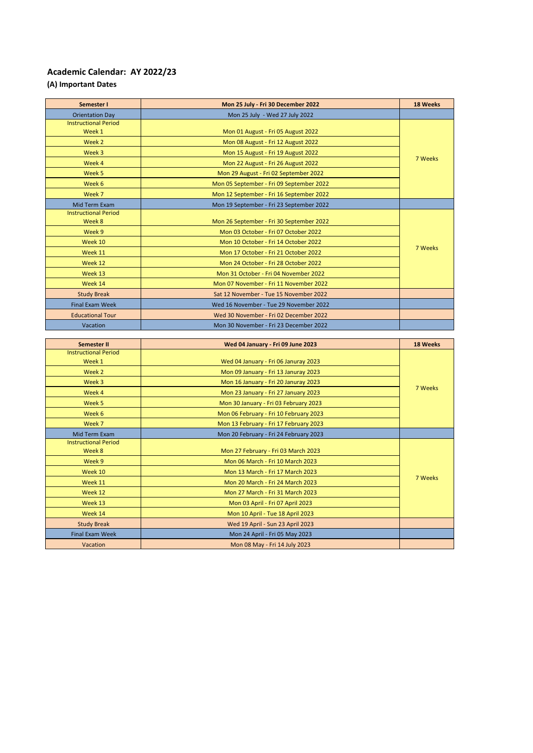## Academic Calendar: AY 2022/23

### (A) Important Dates

| Semester I | Mon 25 July - Fri 30 December 2022 | 18 Weeks |
|---|---|---|
| Orientation Day | Mon 25 July - Wed 27 July 2022 | |
| Instructional Period Week 1 | Mon 01 August - Fri 05 August 2022 | 7 Weeks |
| Week 2 | Mon 08 August - Fri 12 August 2022 | |
| Week 3 | Mon 15 August - Fri 19 August 2022 | |
| Week 4 | Mon 22 August - Fri 26 August 2022 | |
| Week 5 | Mon 29 August - Fri 02 September 2022 | |
| Week 6 | Mon 05 September - Fri 09 September 2022 | |
| Week 7 | Mon 12 September - Fri 16 September 2022 | |
| Mid Term Exam | Mon 19 September - Fri 23 September 2022 | |
| Instructional Period Week 8 | Mon 26 September - Fri 30 September 2022 | 7 Weeks |
| Week 9 | Mon 03 October - Fri 07 October 2022 | |
| Week 10 | Mon 10 October - Fri 14 October 2022 | |
| Week 11 | Mon 17 October - Fri 21 October 2022 | |
| Week 12 | Mon 24 October - Fri 28 October 2022 | |
| Week 13 | Mon 31 October - Fri 04 November 2022 | |
| Week 14 | Mon 07 November - Fri 11 November 2022 | |
| Study Break | Sat 12 November - Tue 15 November 2022 | |
| Final Exam Week | Wed 16 November - Tue 29 November 2022 | |
| Educational Tour | Wed 30 November - Fri 02 December 2022 | |
| Vacation | Mon 30 November - Fri 23 December 2022 | |

| Semester II | Wed 04 January - Fri 09 June 2023 | 18 Weeks |
|---|---|---|
| Instructional Period Week 1 | Wed 04 January - Fri 06 Januray 2023 | 7 Weeks |
| Week 2 | Mon 09 January - Fri 13 Januray 2023 | |
| Week 3 | Mon 16 January - Fri 20 Januray 2023 | |
| Week 4 | Mon 23 January - Fri 27 January 2023 | |
| Week 5 | Mon 30 January - Fri 03 February 2023 | |
| Week 6 | Mon 06 February - Fri 10 February 2023 | |
| Week 7 | Mon 13 February - Fri 17 February 2023 | |
| Mid Term Exam | Mon 20 February - Fri 24 February 2023 | |
| Instructional Period Week 8 | Mon 27 February - Fri 03 March 2023 | 7 Weeks |
| Week 9 | Mon 06 March - Fri 10 March 2023 | |
| Week 10 | Mon 13 March - Fri 17 March 2023 | |
| Week 11 | Mon 20 March - Fri 24 March 2023 | |
| Week 12 | Mon 27 March - Fri 31 March 2023 | |
| Week 13 | Mon 03 April - Fri 07 April 2023 | |
| Week 14 | Mon 10 April - Tue 18 April 2023 | |
| Study Break | Wed 19 April - Sun 23 April 2023 | |
| Final Exam Week | Mon 24 April - Fri 05 May 2023 | |
| Vacation | Mon 08 May - Fri 14 July 2023 | |